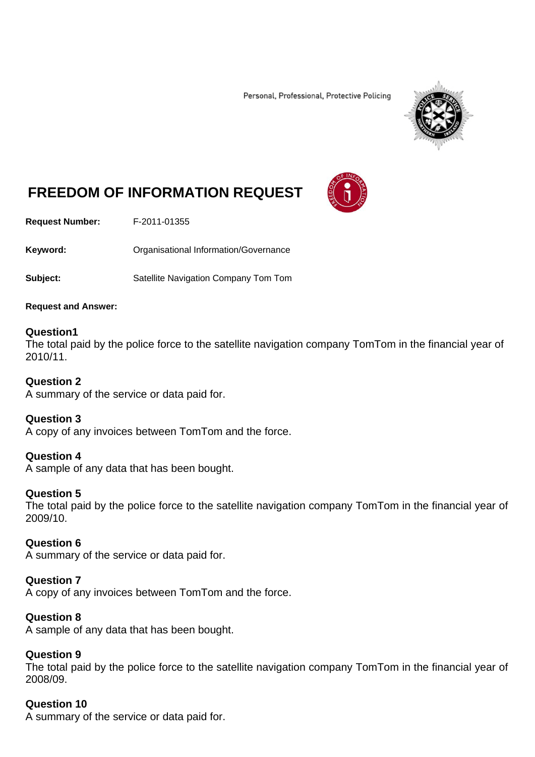Personal, Professional, Protective Policing

# FREEDOM OF INFORMATION REQUEST

**Request Number:** F-2011-01355

**Keyword:** Organisational Information/Governance

**Subject:** Satellite Navigation Company Tom Tom

**Request and Answer:**

**Question1**
The total paid by the police force to the satellite navigation company TomTom in the financial year of 2010/11.

**Question 2**
A summary of the service or data paid for.

**Question 3**
A copy of any invoices between TomTom and the force.

**Question 4**
A sample of any data that has been bought.

**Question 5**
The total paid by the police force to the satellite navigation company TomTom in the financial year of 2009/10.

**Question 6**
A summary of the service or data paid for.

**Question 7**
A copy of any invoices between TomTom and the force.

**Question 8**
A sample of any data that has been bought.

**Question 9**
The total paid by the police force to the satellite navigation company TomTom in the financial year of 2008/09.

**Question 10**
A summary of the service or data paid for.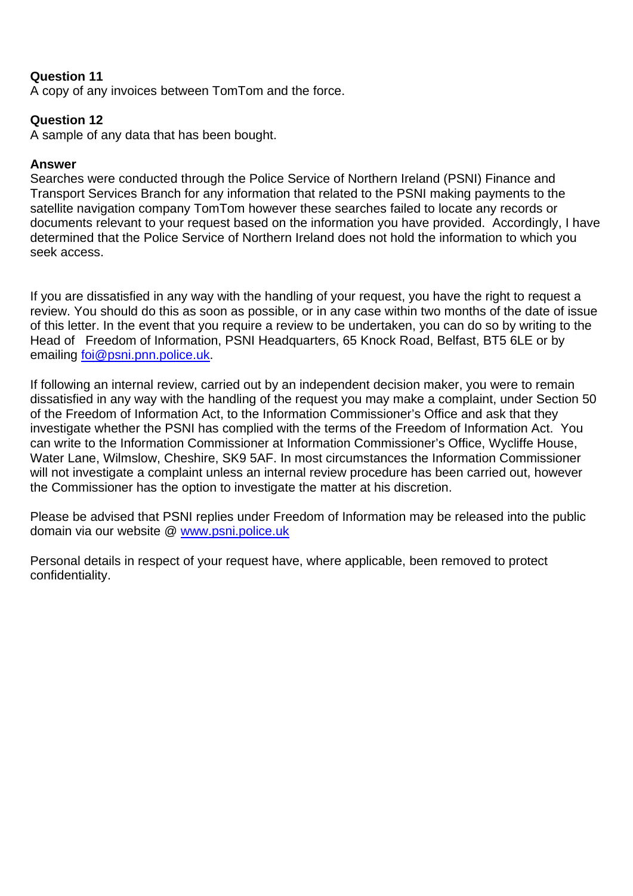**Question 11**
A copy of any invoices between TomTom and the force.

**Question 12**
A sample of any data that has been bought.

**Answer**
Searches were conducted through the Police Service of Northern Ireland (PSNI) Finance and Transport Services Branch for any information that related to the PSNI making payments to the satellite navigation company TomTom however these searches failed to locate any records or documents relevant to your request based on the information you have provided. Accordingly, I have determined that the Police Service of Northern Ireland does not hold the information to which you seek access.

If you are dissatisfied in any way with the handling of your request, you have the right to request a review. You should do this as soon as possible, or in any case within two months of the date of issue of this letter. In the event that you require a review to be undertaken, you can do so by writing to the Head of Freedom of Information, PSNI Headquarters, 65 Knock Road, Belfast, BT5 6LE or by emailing foi@psni.pnn.police.uk.

If following an internal review, carried out by an independent decision maker, you were to remain dissatisfied in any way with the handling of the request you may make a complaint, under Section 50 of the Freedom of Information Act, to the Information Commissioner's Office and ask that they investigate whether the PSNI has complied with the terms of the Freedom of Information Act. You can write to the Information Commissioner at Information Commissioner's Office, Wycliffe House, Water Lane, Wilmslow, Cheshire, SK9 5AF. In most circumstances the Information Commissioner will not investigate a complaint unless an internal review procedure has been carried out, however the Commissioner has the option to investigate the matter at his discretion.

Please be advised that PSNI replies under Freedom of Information may be released into the public domain via our website @ www.psni.police.uk

Personal details in respect of your request have, where applicable, been removed to protect confidentiality.